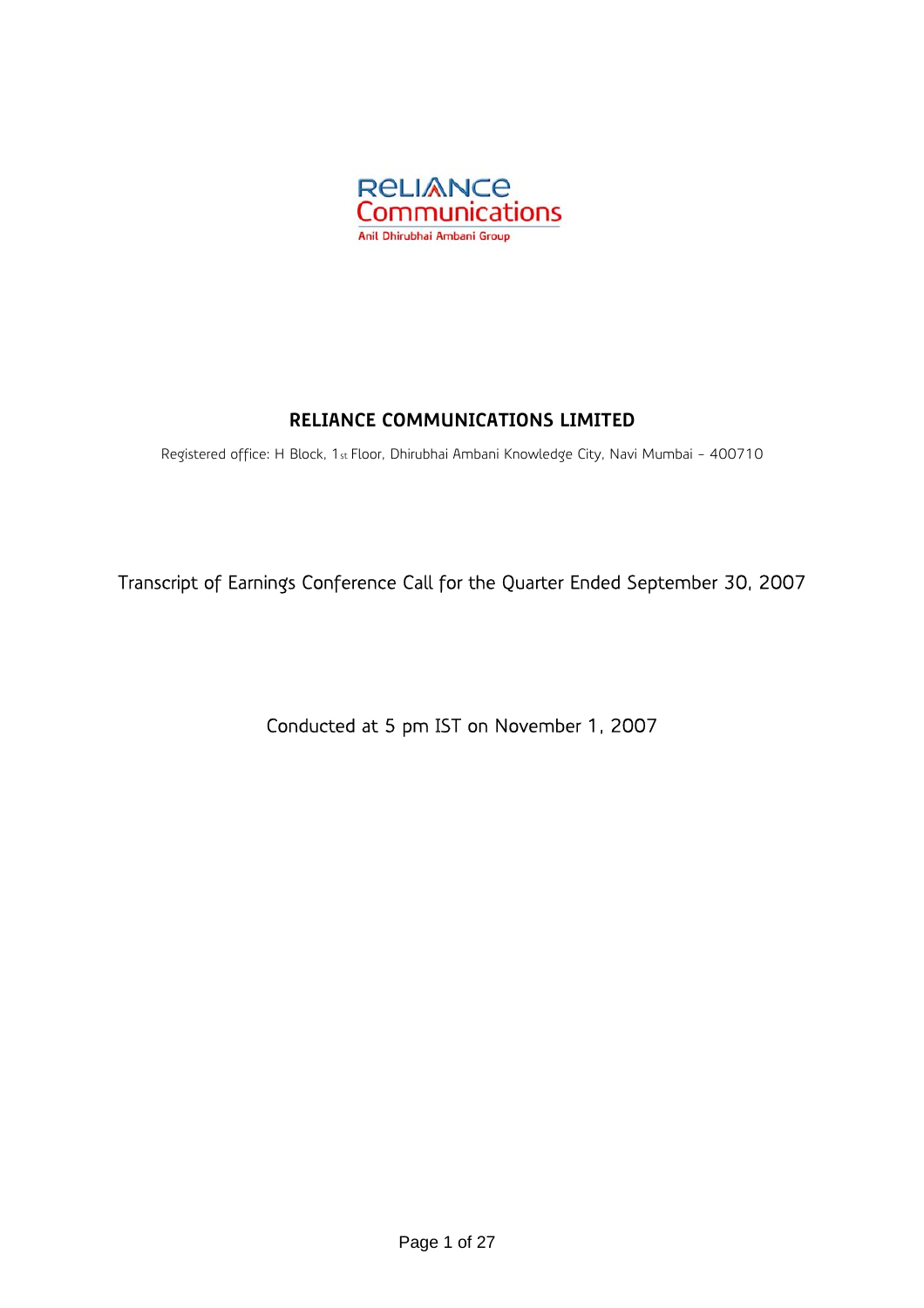# RELIANCE COMMUNICATIONS LIMITED

Registered office: H Block, 1st Floor, Dhirubhai Ambani Knowledge City, Navi Mumbai - 400710

Transcript of Earnings Conference Call for the Quarter Ended September 30, 2007

Conducted at 5 pm IST on November 1, 2007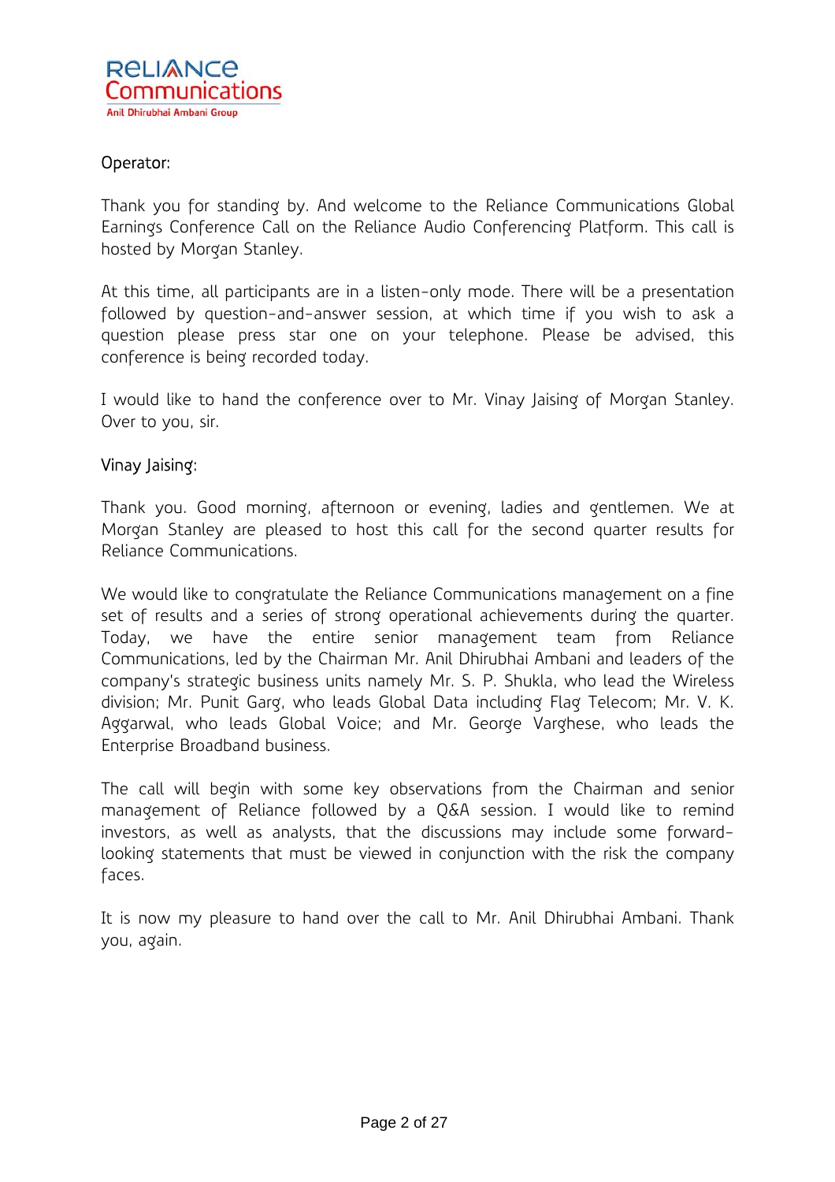Operator:

Thank you for standing by. And welcome to the Reliance Communications Global Earnings Conference Call on the Reliance Audio Conferencing Platform. This call is hosted by Morgan Stanley.

At this time, all participants are in a listen-only mode. There will be a presentation followed by question-and-answer session, at which time if you wish to ask a question please press star one on your telephone. Please be advised, this conference is being recorded today.

I would like to hand the conference over to Mr. Vinay Jaising of Morgan Stanley. Over to you, sir.

Vinay Jaising:

Thank you. Good morning, afternoon or evening, ladies and gentlemen. We at Morgan Stanley are pleased to host this call for the second quarter results for Reliance Communications.

We would like to congratulate the Reliance Communications management on a fine set of results and a series of strong operational achievements during the quarter. Today, we have the entire senior management team from Reliance Communications, led by the Chairman Mr. Anil Dhirubhai Ambani and leaders of the company's strategic business units namely Mr. S. P. Shukla, who lead the Wireless division; Mr. Punit Garg, who leads Global Data including Flag Telecom; Mr. V. K. Aggarwal, who leads Global Voice; and Mr. George Varghese, who leads the Enterprise Broadband business.

The call will begin with some key observations from the Chairman and senior management of Reliance followed by a Q&A session. I would like to remind investors, as well as analysts, that the discussions may include some forward-looking statements that must be viewed in conjunction with the risk the company faces.

It is now my pleasure to hand over the call to Mr. Anil Dhirubhai Ambani. Thank you, again.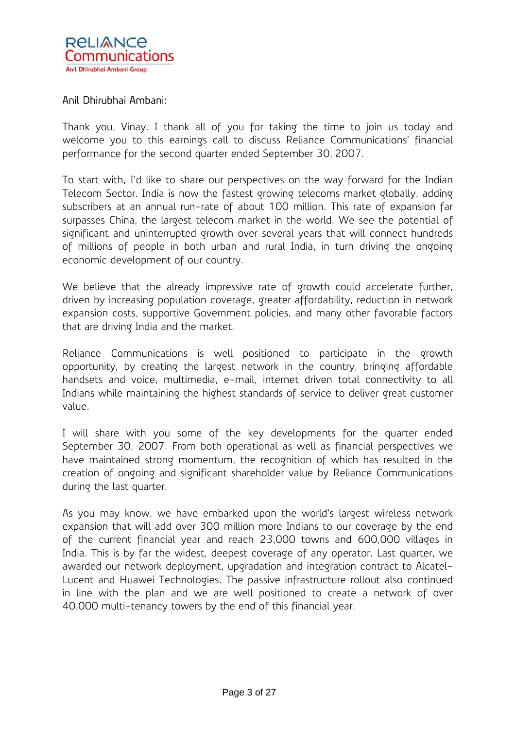Anil Dhirubhai Ambani:

Thank you, Vinay. I thank all of you for taking the time to join us today and welcome you to this earnings call to discuss Reliance Communications' financial performance for the second quarter ended September 30, 2007.

To start with, I'd like to share our perspectives on the way forward for the Indian Telecom Sector. India is now the fastest growing telecoms market globally, adding subscribers at an annual run-rate of about 100 million. This rate of expansion far surpasses China, the largest telecom market in the world. We see the potential of significant and uninterrupted growth over several years that will connect hundreds of millions of people in both urban and rural India, in turn driving the ongoing economic development of our country.

We believe that the already impressive rate of growth could accelerate further, driven by increasing population coverage, greater affordability, reduction in network expansion costs, supportive Government policies, and many other favorable factors that are driving India and the market.

Reliance Communications is well positioned to participate in the growth opportunity, by creating the largest network in the country, bringing affordable handsets and voice, multimedia, e-mail, internet driven total connectivity to all Indians while maintaining the highest standards of service to deliver great customer value.

I will share with you some of the key developments for the quarter ended September 30, 2007. From both operational as well as financial perspectives we have maintained strong momentum, the recognition of which has resulted in the creation of ongoing and significant shareholder value by Reliance Communications during the last quarter.

As you may know, we have embarked upon the world's largest wireless network expansion that will add over 300 million more Indians to our coverage by the end of the current financial year and reach 23,000 towns and 600,000 villages in India. This is by far the widest, deepest coverage of any operator. Last quarter, we awarded our network deployment, upgradation and integration contract to Alcatel-Lucent and Huawei Technologies. The passive infrastructure rollout also continued in line with the plan and we are well positioned to create a network of over 40,000 multi-tenancy towers by the end of this financial year.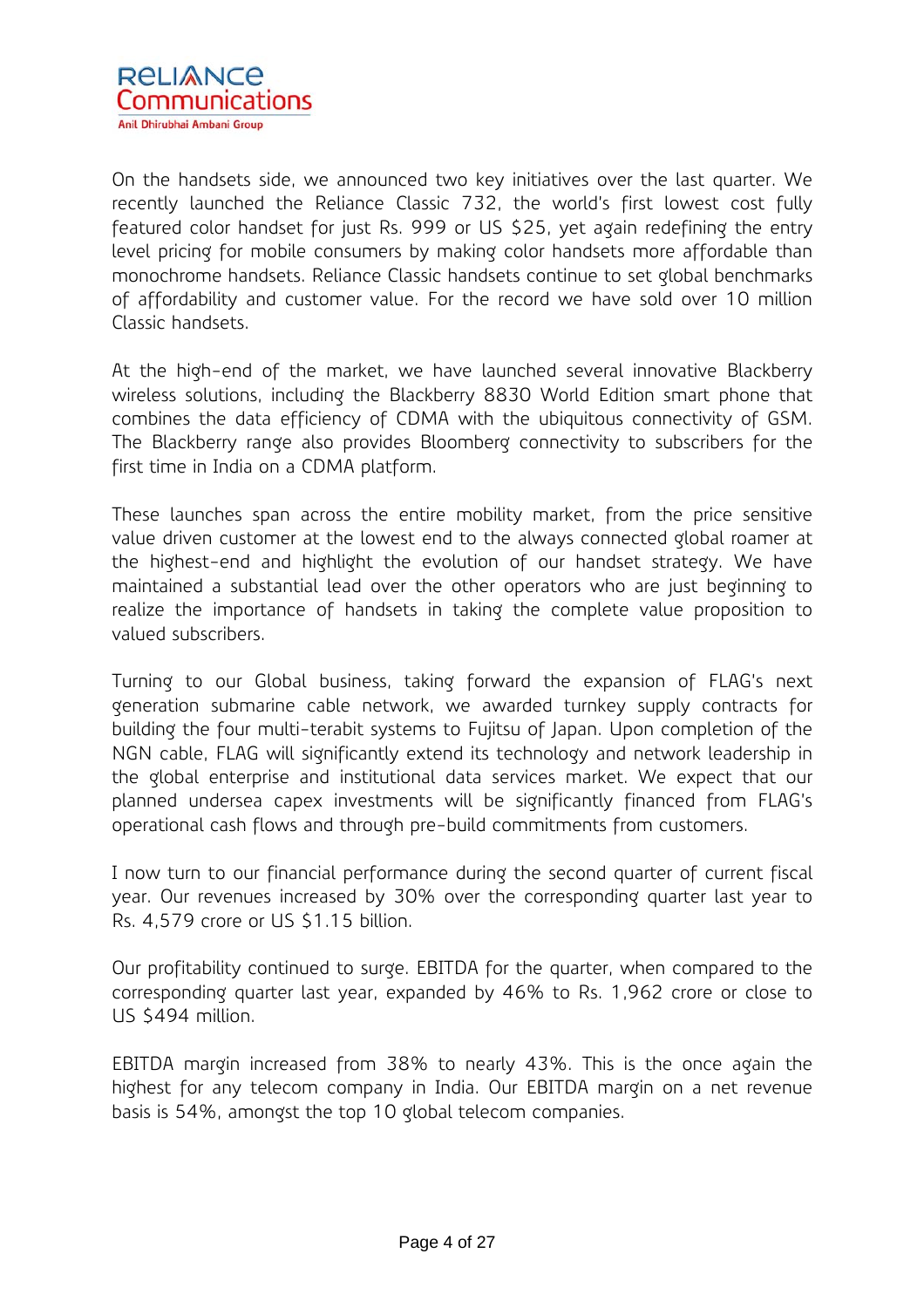On the handsets side, we announced two key initiatives over the last quarter. We recently launched the Reliance Classic 732, the world's first lowest cost fully featured color handset for just Rs. 999 or US $25, yet again redefining the entry level pricing for mobile consumers by making color handsets more affordable than monochrome handsets. Reliance Classic handsets continue to set global benchmarks of affordability and customer value. For the record we have sold over 10 million Classic handsets.

At the high-end of the market, we have launched several innovative Blackberry wireless solutions, including the Blackberry 8830 World Edition smart phone that combines the data efficiency of CDMA with the ubiquitous connectivity of GSM. The Blackberry range also provides Bloomberg connectivity to subscribers for the first time in India on a CDMA platform.

These launches span across the entire mobility market, from the price sensitive value driven customer at the lowest end to the always connected global roamer at the highest-end and highlight the evolution of our handset strategy. We have maintained a substantial lead over the other operators who are just beginning to realize the importance of handsets in taking the complete value proposition to valued subscribers.

Turning to our Global business, taking forward the expansion of FLAG's next generation submarine cable network, we awarded turnkey supply contracts for building the four multi-terabit systems to Fujitsu of Japan. Upon completion of the NGN cable, FLAG will significantly extend its technology and network leadership in the global enterprise and institutional data services market. We expect that our planned undersea capex investments will be significantly financed from FLAG's operational cash flows and through pre-build commitments from customers.

I now turn to our financial performance during the second quarter of current fiscal year. Our revenues increased by 30% over the corresponding quarter last year to Rs. 4,579 crore or US $1.15 billion.

Our profitability continued to surge. EBITDA for the quarter, when compared to the corresponding quarter last year, expanded by 46% to Rs. 1,962 crore or close to US $494 million.

EBITDA margin increased from 38% to nearly 43%. This is the once again the highest for any telecom company in India. Our EBITDA margin on a net revenue basis is 54%, amongst the top 10 global telecom companies.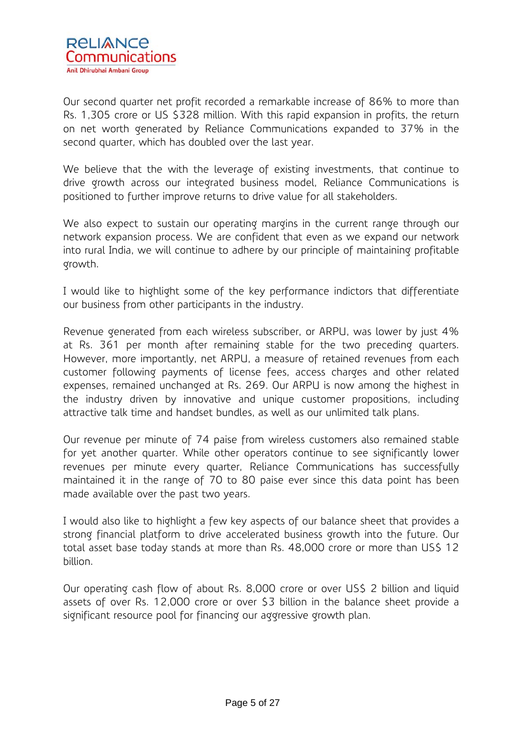Our second quarter net profit recorded a remarkable increase of 86% to more than Rs. 1,305 crore or US $328 million. With this rapid expansion in profits, the return on net worth generated by Reliance Communications expanded to 37% in the second quarter, which has doubled over the last year.

We believe that the with the leverage of existing investments, that continue to drive growth across our integrated business model, Reliance Communications is positioned to further improve returns to drive value for all stakeholders.

We also expect to sustain our operating margins in the current range through our network expansion process. We are confident that even as we expand our network into rural India, we will continue to adhere by our principle of maintaining profitable growth.

I would like to highlight some of the key performance indictors that differentiate our business from other participants in the industry.

Revenue generated from each wireless subscriber, or ARPU, was lower by just 4% at Rs. 361 per month after remaining stable for the two preceding quarters. However, more importantly, net ARPU, a measure of retained revenues from each customer following payments of license fees, access charges and other related expenses, remained unchanged at Rs. 269. Our ARPU is now among the highest in the industry driven by innovative and unique customer propositions, including attractive talk time and handset bundles, as well as our unlimited talk plans.

Our revenue per minute of 74 paise from wireless customers also remained stable for yet another quarter. While other operators continue to see significantly lower revenues per minute every quarter, Reliance Communications has successfully maintained it in the range of 70 to 80 paise ever since this data point has been made available over the past two years.

I would also like to highlight a few key aspects of our balance sheet that provides a strong financial platform to drive accelerated business growth into the future. Our total asset base today stands at more than Rs. 48,000 crore or more than US$ 12 billion.

Our operating cash flow of about Rs. 8,000 crore or over US$ 2 billion and liquid assets of over Rs. 12,000 crore or over $3 billion in the balance sheet provide a significant resource pool for financing our aggressive growth plan.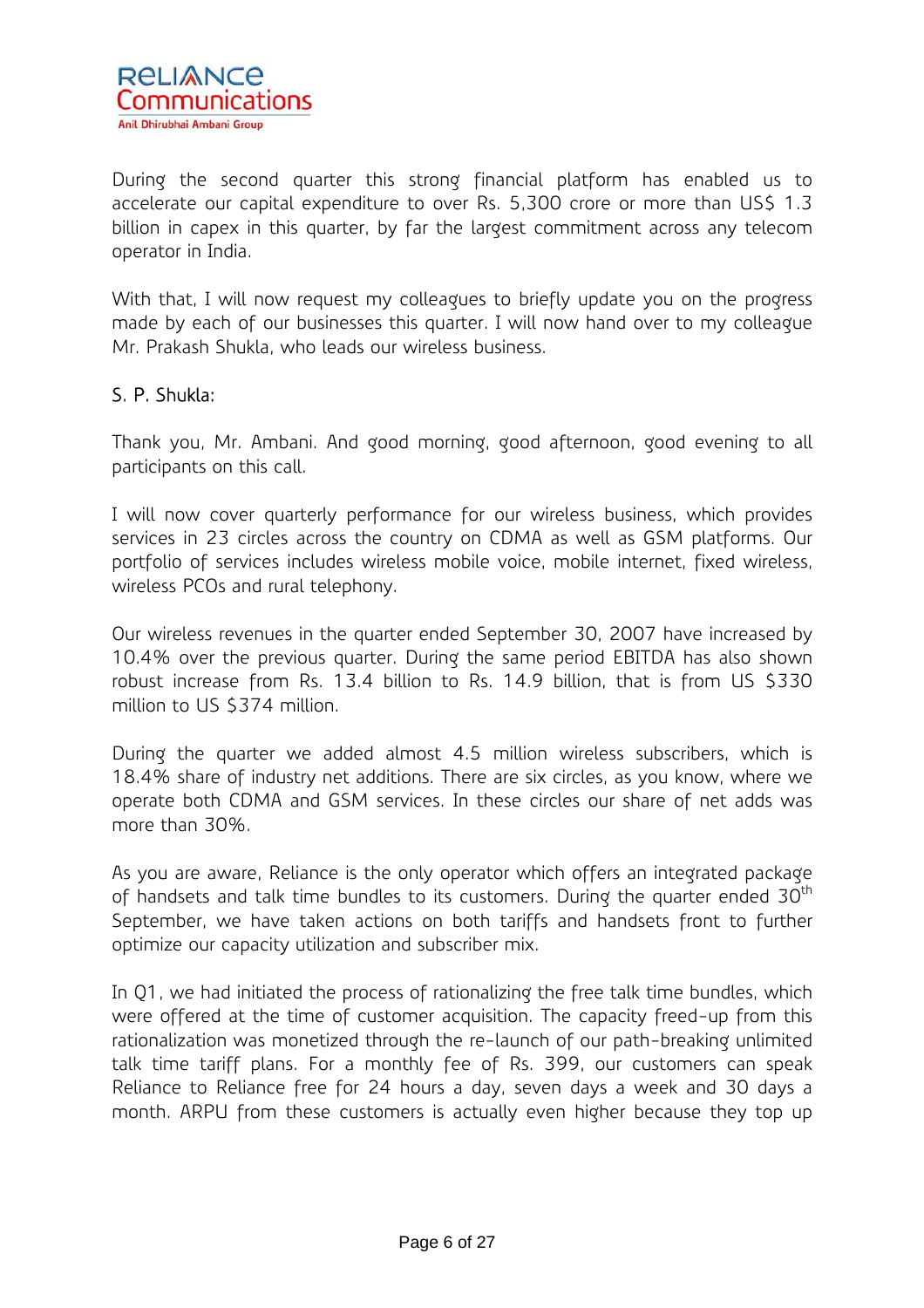During the second quarter this strong financial platform has enabled us to accelerate our capital expenditure to over Rs. 5,300 crore or more than US$ 1.3 billion in capex in this quarter, by far the largest commitment across any telecom operator in India.

With that, I will now request my colleagues to briefly update you on the progress made by each of our businesses this quarter. I will now hand over to my colleague Mr. Prakash Shukla, who leads our wireless business.

S. P. Shukla:

Thank you, Mr. Ambani. And good morning, good afternoon, good evening to all participants on this call.

I will now cover quarterly performance for our wireless business, which provides services in 23 circles across the country on CDMA as well as GSM platforms. Our portfolio of services includes wireless mobile voice, mobile internet, fixed wireless, wireless PCOs and rural telephony.

Our wireless revenues in the quarter ended September 30, 2007 have increased by 10.4% over the previous quarter. During the same period EBITDA has also shown robust increase from Rs. 13.4 billion to Rs. 14.9 billion, that is from US $330 million to US $374 million.

During the quarter we added almost 4.5 million wireless subscribers, which is 18.4% share of industry net additions. There are six circles, as you know, where we operate both CDMA and GSM services. In these circles our share of net adds was more than 30%.

As you are aware, Reliance is the only operator which offers an integrated package of handsets and talk time bundles to its customers. During the quarter ended 30th September, we have taken actions on both tariffs and handsets front to further optimize our capacity utilization and subscriber mix.

In Q1, we had initiated the process of rationalizing the free talk time bundles, which were offered at the time of customer acquisition. The capacity freed-up from this rationalization was monetized through the re-launch of our path-breaking unlimited talk time tariff plans. For a monthly fee of Rs. 399, our customers can speak Reliance to Reliance free for 24 hours a day, seven days a week and 30 days a month. ARPU from these customers is actually even higher because they top up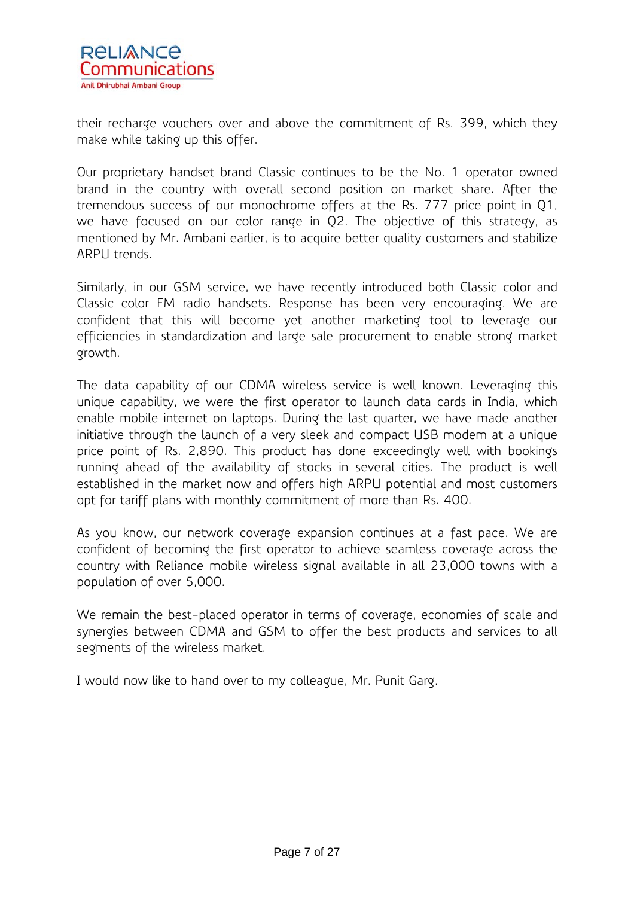their recharge vouchers over and above the commitment of Rs. 399, which they make while taking up this offer.

Our proprietary handset brand Classic continues to be the No. 1 operator owned brand in the country with overall second position on market share. After the tremendous success of our monochrome offers at the Rs. 777 price point in Q1, we have focused on our color range in Q2. The objective of this strategy, as mentioned by Mr. Ambani earlier, is to acquire better quality customers and stabilize ARPU trends.

Similarly, in our GSM service, we have recently introduced both Classic color and Classic color FM radio handsets. Response has been very encouraging. We are confident that this will become yet another marketing tool to leverage our efficiencies in standardization and large sale procurement to enable strong market growth.

The data capability of our CDMA wireless service is well known. Leveraging this unique capability, we were the first operator to launch data cards in India, which enable mobile internet on laptops. During the last quarter, we have made another initiative through the launch of a very sleek and compact USB modem at a unique price point of Rs. 2,890. This product has done exceedingly well with bookings running ahead of the availability of stocks in several cities. The product is well established in the market now and offers high ARPU potential and most customers opt for tariff plans with monthly commitment of more than Rs. 400.

As you know, our network coverage expansion continues at a fast pace. We are confident of becoming the first operator to achieve seamless coverage across the country with Reliance mobile wireless signal available in all 23,000 towns with a population of over 5,000.

We remain the best-placed operator in terms of coverage, economies of scale and synergies between CDMA and GSM to offer the best products and services to all segments of the wireless market.

I would now like to hand over to my colleague, Mr. Punit Garg.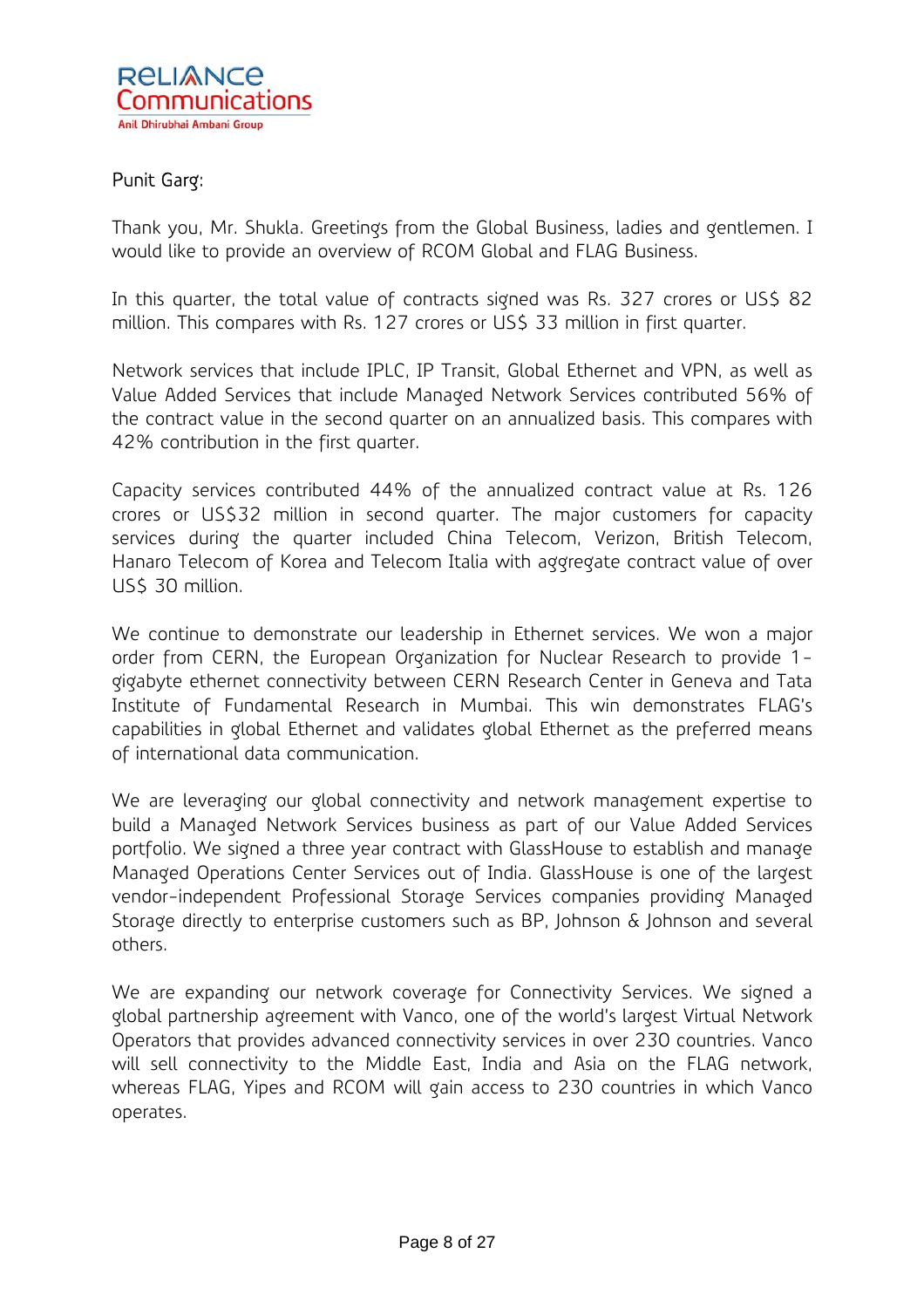Punit Garg:

Thank you, Mr. Shukla. Greetings from the Global Business, ladies and gentlemen. I would like to provide an overview of RCOM Global and FLAG Business.

In this quarter, the total value of contracts signed was Rs. 327 crores or US$ 82 million. This compares with Rs. 127 crores or US$ 33 million in first quarter.

Network services that include IPLC, IP Transit, Global Ethernet and VPN, as well as Value Added Services that include Managed Network Services contributed 56% of the contract value in the second quarter on an annualized basis. This compares with 42% contribution in the first quarter.

Capacity services contributed 44% of the annualized contract value at Rs. 126 crores or US$32 million in second quarter. The major customers for capacity services during the quarter included China Telecom, Verizon, British Telecom, Hanaro Telecom of Korea and Telecom Italia with aggregate contract value of over US$ 30 million.

We continue to demonstrate our leadership in Ethernet services. We won a major order from CERN, the European Organization for Nuclear Research to provide 1-gigabyte ethernet connectivity between CERN Research Center in Geneva and Tata Institute of Fundamental Research in Mumbai. This win demonstrates FLAG's capabilities in global Ethernet and validates global Ethernet as the preferred means of international data communication.

We are leveraging our global connectivity and network management expertise to build a Managed Network Services business as part of our Value Added Services portfolio. We signed a three year contract with GlassHouse to establish and manage Managed Operations Center Services out of India. GlassHouse is one of the largest vendor-independent Professional Storage Services companies providing Managed Storage directly to enterprise customers such as BP, Johnson & Johnson and several others.

We are expanding our network coverage for Connectivity Services. We signed a global partnership agreement with Vanco, one of the world's largest Virtual Network Operators that provides advanced connectivity services in over 230 countries. Vanco will sell connectivity to the Middle East, India and Asia on the FLAG network, whereas FLAG, Yipes and RCOM will gain access to 230 countries in which Vanco operates.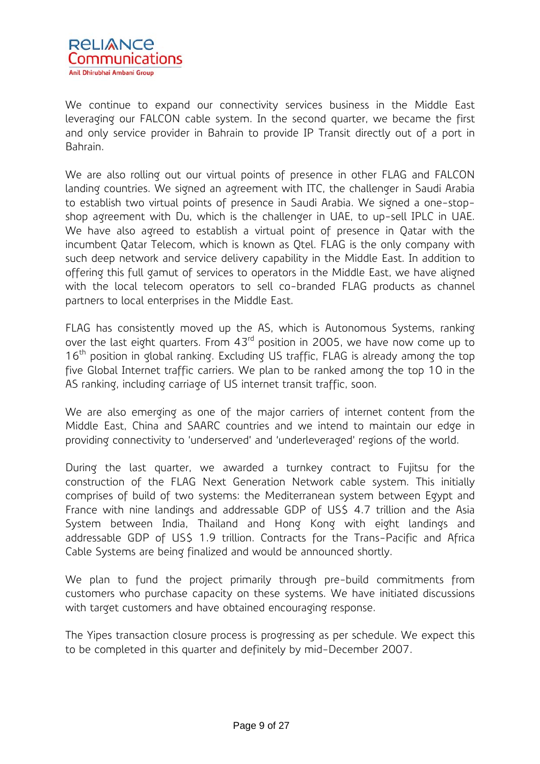We continue to expand our connectivity services business in the Middle East leveraging our FALCON cable system. In the second quarter, we became the first and only service provider in Bahrain to provide IP Transit directly out of a port in Bahrain.

We are also rolling out our virtual points of presence in other FLAG and FALCON landing countries. We signed an agreement with ITC, the challenger in Saudi Arabia to establish two virtual points of presence in Saudi Arabia. We signed a one-stop-shop agreement with Du, which is the challenger in UAE, to up-sell IPLC in UAE. We have also agreed to establish a virtual point of presence in Qatar with the incumbent Qatar Telecom, which is known as Qtel. FLAG is the only company with such deep network and service delivery capability in the Middle East. In addition to offering this full gamut of services to operators in the Middle East, we have aligned with the local telecom operators to sell co-branded FLAG products as channel partners to local enterprises in the Middle East.

FLAG has consistently moved up the AS, which is Autonomous Systems, ranking over the last eight quarters. From 43rd position in 2005, we have now come up to 16th position in global ranking. Excluding US traffic, FLAG is already among the top five Global Internet traffic carriers. We plan to be ranked among the top 10 in the AS ranking, including carriage of US internet transit traffic, soon.

We are also emerging as one of the major carriers of internet content from the Middle East, China and SAARC countries and we intend to maintain our edge in providing connectivity to 'underserved' and 'underleveraged' regions of the world.

During the last quarter, we awarded a turnkey contract to Fujitsu for the construction of the FLAG Next Generation Network cable system. This initially comprises of build of two systems: the Mediterranean system between Egypt and France with nine landings and addressable GDP of US$ 4.7 trillion and the Asia System between India, Thailand and Hong Kong with eight landings and addressable GDP of US$ 1.9 trillion. Contracts for the Trans-Pacific and Africa Cable Systems are being finalized and would be announced shortly.

We plan to fund the project primarily through pre-build commitments from customers who purchase capacity on these systems. We have initiated discussions with target customers and have obtained encouraging response.

The Yipes transaction closure process is progressing as per schedule. We expect this to be completed in this quarter and definitely by mid-December 2007.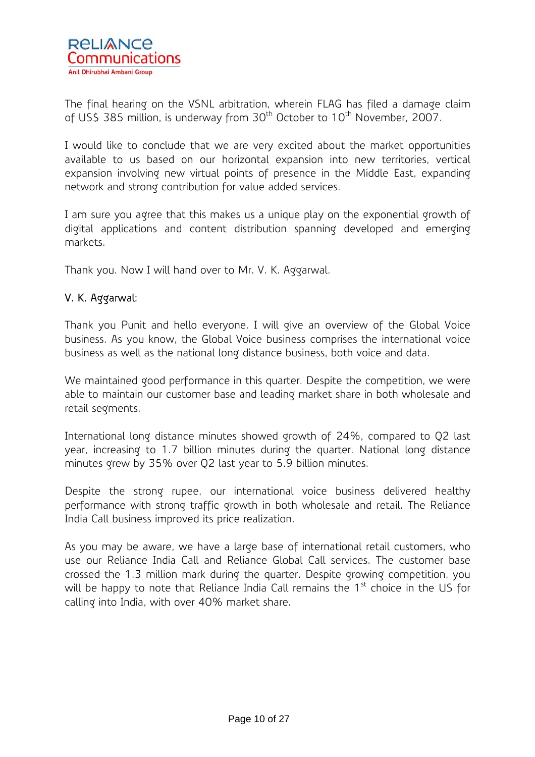The final hearing on the VSNL arbitration, wherein FLAG has filed a damage claim of US$ 385 million, is underway from 30th October to 10th November, 2007.

I would like to conclude that we are very excited about the market opportunities available to us based on our horizontal expansion into new territories, vertical expansion involving new virtual points of presence in the Middle East, expanding network and strong contribution for value added services.

I am sure you agree that this makes us a unique play on the exponential growth of digital applications and content distribution spanning developed and emerging markets.

Thank you. Now I will hand over to Mr. V. K. Aggarwal.

V. K. Aggarwal:

Thank you Punit and hello everyone. I will give an overview of the Global Voice business. As you know, the Global Voice business comprises the international voice business as well as the national long distance business, both voice and data.

We maintained good performance in this quarter. Despite the competition, we were able to maintain our customer base and leading market share in both wholesale and retail segments.

International long distance minutes showed growth of 24%, compared to Q2 last year, increasing to 1.7 billion minutes during the quarter. National long distance minutes grew by 35% over Q2 last year to 5.9 billion minutes.

Despite the strong rupee, our international voice business delivered healthy performance with strong traffic growth in both wholesale and retail. The Reliance India Call business improved its price realization.

As you may be aware, we have a large base of international retail customers, who use our Reliance India Call and Reliance Global Call services. The customer base crossed the 1.3 million mark during the quarter. Despite growing competition, you will be happy to note that Reliance India Call remains the 1st choice in the US for calling into India, with over 40% market share.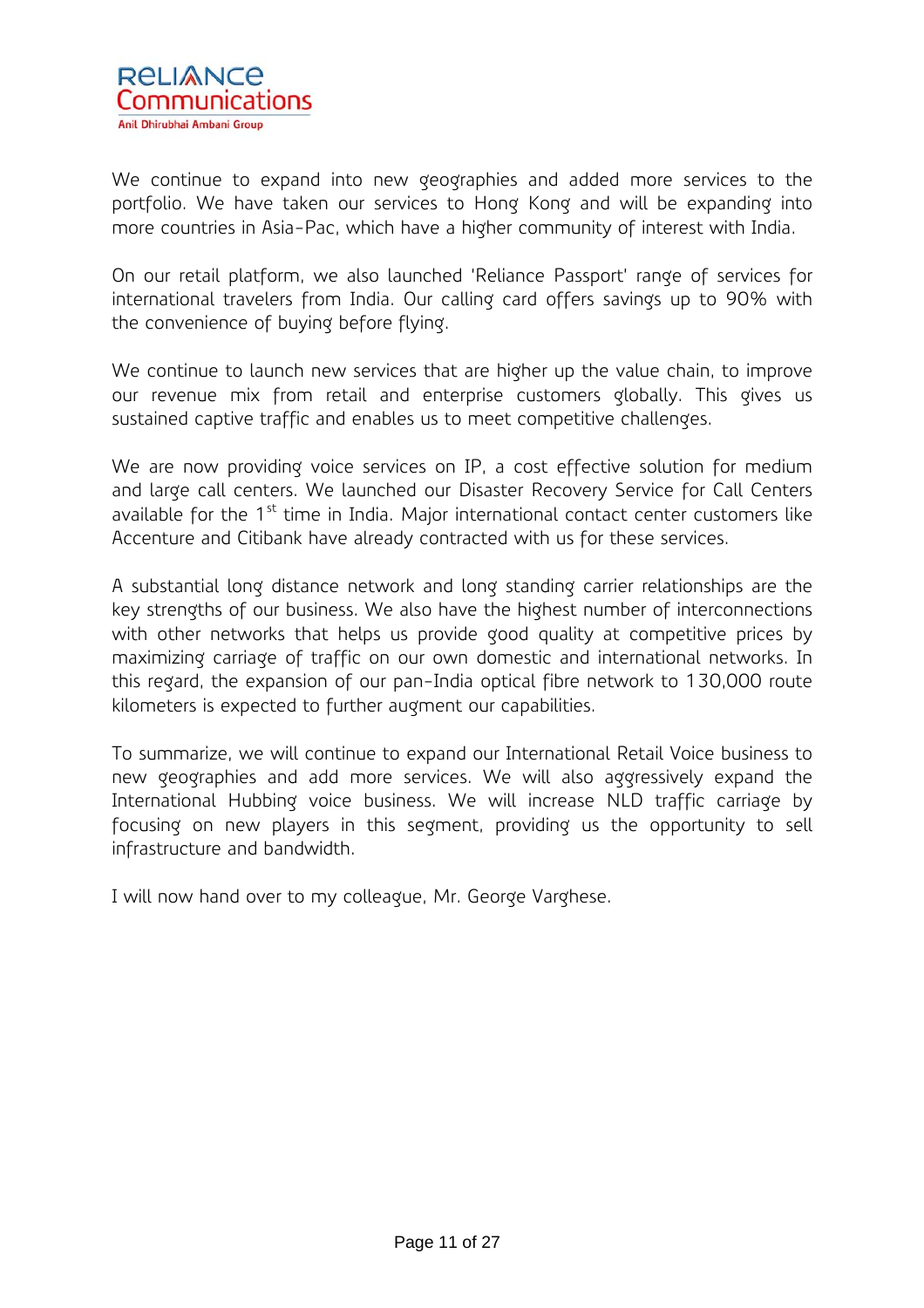We continue to expand into new geographies and added more services to the portfolio. We have taken our services to Hong Kong and will be expanding into more countries in Asia-Pac, which have a higher community of interest with India.

On our retail platform, we also launched 'Reliance Passport' range of services for international travelers from India. Our calling card offers savings up to 90% with the convenience of buying before flying.

We continue to launch new services that are higher up the value chain, to improve our revenue mix from retail and enterprise customers globally. This gives us sustained captive traffic and enables us to meet competitive challenges.

We are now providing voice services on IP, a cost effective solution for medium and large call centers. We launched our Disaster Recovery Service for Call Centers available for the 1st time in India. Major international contact center customers like Accenture and Citibank have already contracted with us for these services.

A substantial long distance network and long standing carrier relationships are the key strengths of our business. We also have the highest number of interconnections with other networks that helps us provide good quality at competitive prices by maximizing carriage of traffic on our own domestic and international networks. In this regard, the expansion of our pan-India optical fibre network to 130,000 route kilometers is expected to further augment our capabilities.

To summarize, we will continue to expand our International Retail Voice business to new geographies and add more services. We will also aggressively expand the International Hubbing voice business. We will increase NLD traffic carriage by focusing on new players in this segment, providing us the opportunity to sell infrastructure and bandwidth.

I will now hand over to my colleague, Mr. George Varghese.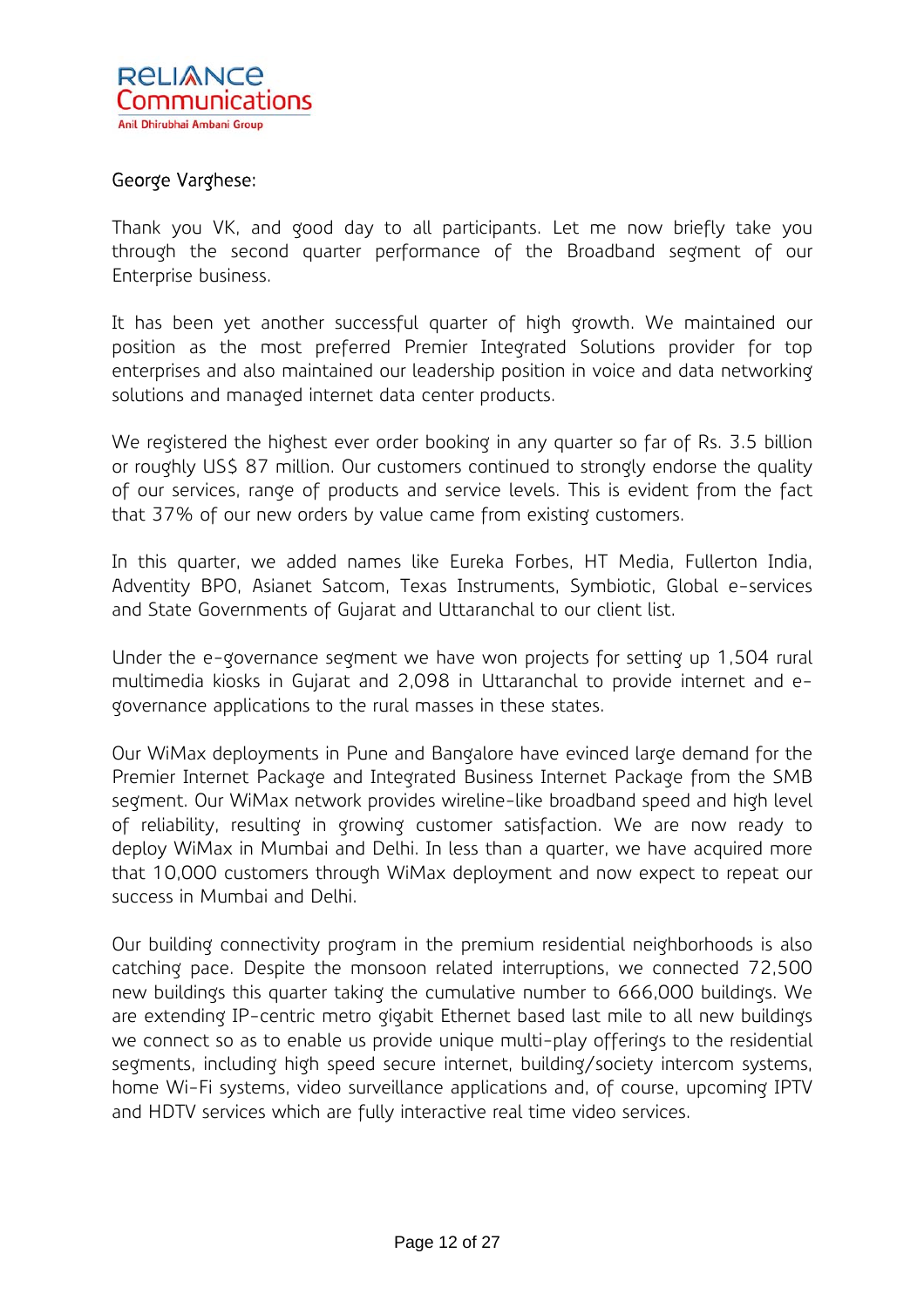George Varghese:

Thank you VK, and good day to all participants. Let me now briefly take you through the second quarter performance of the Broadband segment of our Enterprise business.

It has been yet another successful quarter of high growth. We maintained our position as the most preferred Premier Integrated Solutions provider for top enterprises and also maintained our leadership position in voice and data networking solutions and managed internet data center products.

We registered the highest ever order booking in any quarter so far of Rs. 3.5 billion or roughly US$ 87 million. Our customers continued to strongly endorse the quality of our services, range of products and service levels. This is evident from the fact that 37% of our new orders by value came from existing customers.

In this quarter, we added names like Eureka Forbes, HT Media, Fullerton India, Adventity BPO, Asianet Satcom, Texas Instruments, Symbiotic, Global e-services and State Governments of Gujarat and Uttaranchal to our client list.

Under the e-governance segment we have won projects for setting up 1,504 rural multimedia kiosks in Gujarat and 2,098 in Uttaranchal to provide internet and e-governance applications to the rural masses in these states.

Our WiMax deployments in Pune and Bangalore have evinced large demand for the Premier Internet Package and Integrated Business Internet Package from the SMB segment. Our WiMax network provides wireline-like broadband speed and high level of reliability, resulting in growing customer satisfaction. We are now ready to deploy WiMax in Mumbai and Delhi. In less than a quarter, we have acquired more that 10,000 customers through WiMax deployment and now expect to repeat our success in Mumbai and Delhi.

Our building connectivity program in the premium residential neighborhoods is also catching pace. Despite the monsoon related interruptions, we connected 72,500 new buildings this quarter taking the cumulative number to 666,000 buildings. We are extending IP-centric metro gigabit Ethernet based last mile to all new buildings we connect so as to enable us provide unique multi-play offerings to the residential segments, including high speed secure internet, building/society intercom systems, home Wi-Fi systems, video surveillance applications and, of course, upcoming IPTV and HDTV services which are fully interactive real time video services.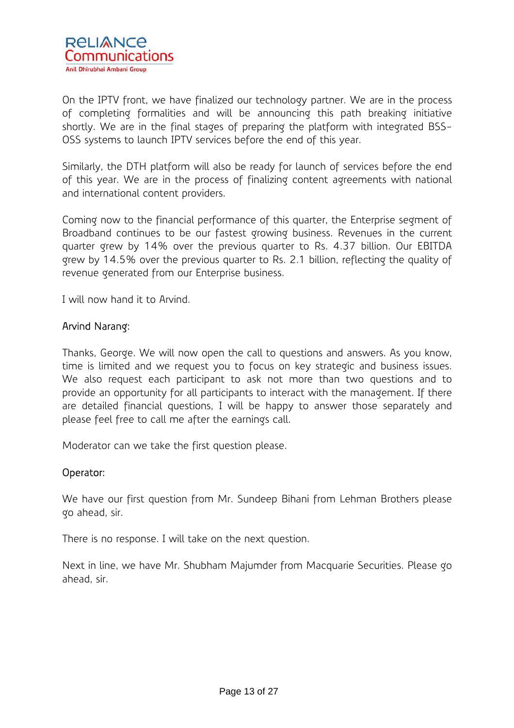On the IPTV front, we have finalized our technology partner. We are in the process of completing formalities and will be announcing this path breaking initiative shortly. We are in the final stages of preparing the platform with integrated BSS-OSS systems to launch IPTV services before the end of this year.

Similarly, the DTH platform will also be ready for launch of services before the end of this year. We are in the process of finalizing content agreements with national and international content providers.

Coming now to the financial performance of this quarter, the Enterprise segment of Broadband continues to be our fastest growing business. Revenues in the current quarter grew by 14% over the previous quarter to Rs. 4.37 billion. Our EBITDA grew by 14.5% over the previous quarter to Rs. 2.1 billion, reflecting the quality of revenue generated from our Enterprise business.

I will now hand it to Arvind.

Arvind Narang:

Thanks, George. We will now open the call to questions and answers. As you know, time is limited and we request you to focus on key strategic and business issues. We also request each participant to ask not more than two questions and to provide an opportunity for all participants to interact with the management. If there are detailed financial questions, I will be happy to answer those separately and please feel free to call me after the earnings call.

Moderator can we take the first question please.

Operator:

We have our first question from Mr. Sundeep Bihani from Lehman Brothers please go ahead, sir.

There is no response. I will take on the next question.

Next in line, we have Mr. Shubham Majumder from Macquarie Securities. Please go ahead, sir.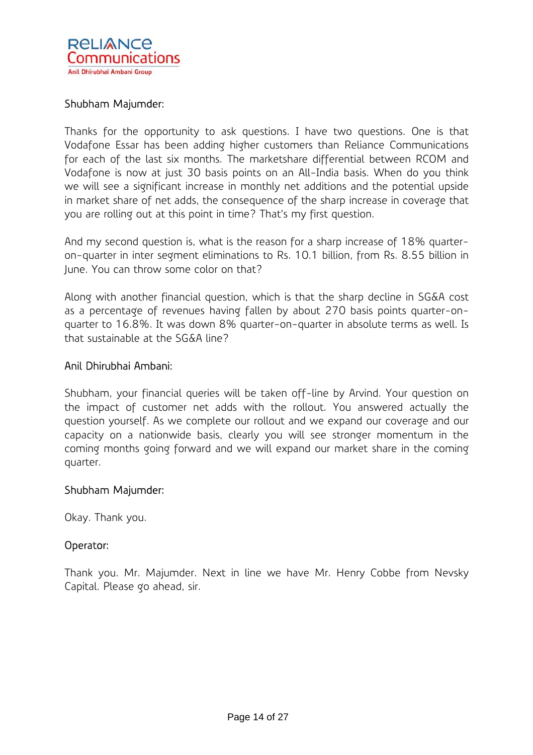Shubham Majumder:

Thanks for the opportunity to ask questions. I have two questions. One is that Vodafone Essar has been adding higher customers than Reliance Communications for each of the last six months. The marketshare differential between RCOM and Vodafone is now at just 30 basis points on an All-India basis. When do you think we will see a significant increase in monthly net additions and the potential upside in market share of net adds, the consequence of the sharp increase in coverage that you are rolling out at this point in time? That's my first question.

And my second question is, what is the reason for a sharp increase of 18% quarter-on-quarter in inter segment eliminations to Rs. 10.1 billion, from Rs. 8.55 billion in June. You can throw some color on that?

Along with another financial question, which is that the sharp decline in SG&A cost as a percentage of revenues having fallen by about 270 basis points quarter-on-quarter to 16.8%. It was down 8% quarter-on-quarter in absolute terms as well. Is that sustainable at the SG&A line?

Anil Dhirubhai Ambani:

Shubham, your financial queries will be taken off-line by Arvind. Your question on the impact of customer net adds with the rollout. You answered actually the question yourself. As we complete our rollout and we expand our coverage and our capacity on a nationwide basis, clearly you will see stronger momentum in the coming months going forward and we will expand our market share in the coming quarter.

Shubham Majumder:

Okay. Thank you.

Operator:

Thank you. Mr. Majumder. Next in line we have Mr. Henry Cobbe from Nevsky Capital. Please go ahead, sir.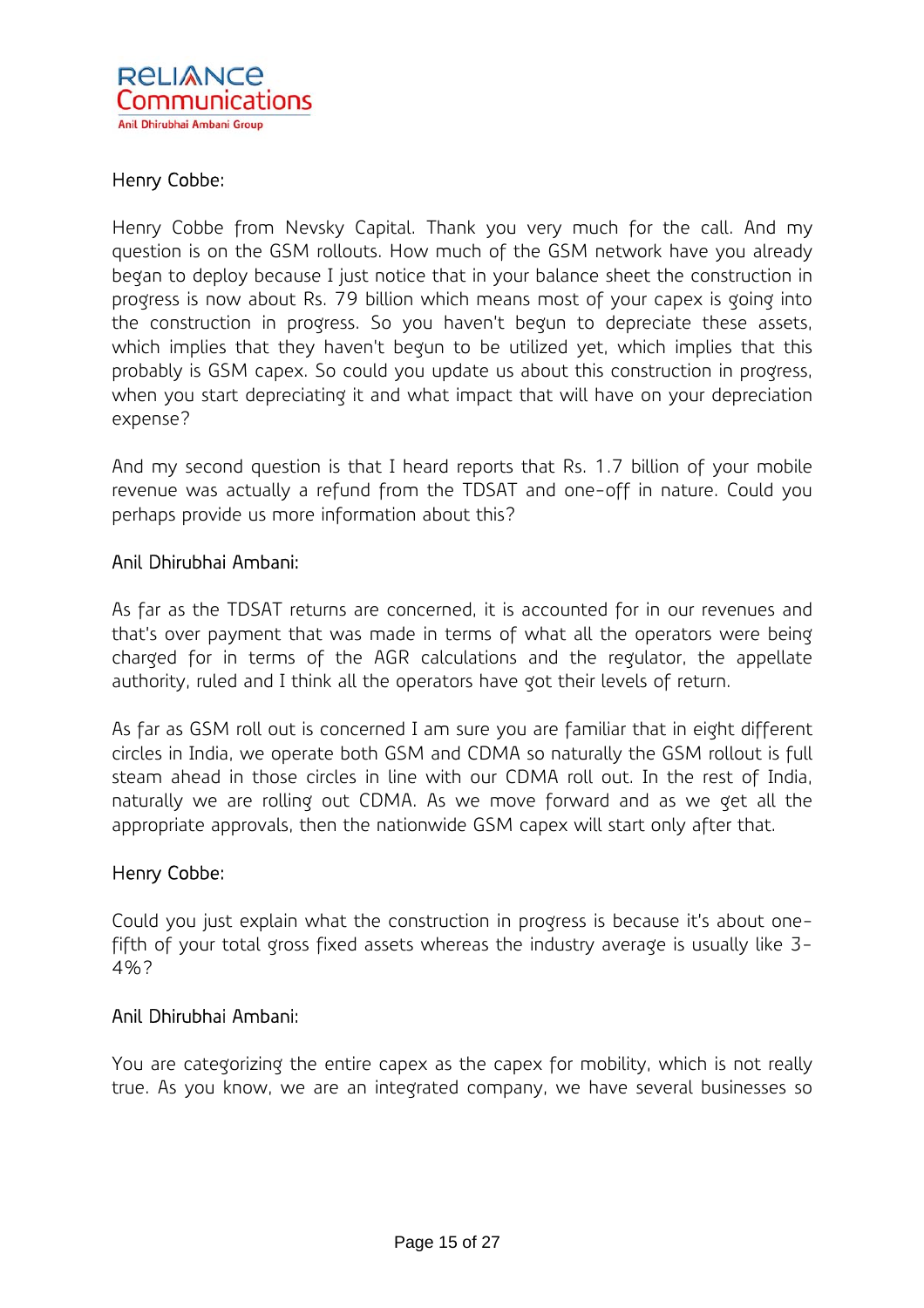Henry Cobbe:

Henry Cobbe from Nevsky Capital. Thank you very much for the call. And my question is on the GSM rollouts. How much of the GSM network have you already began to deploy because I just notice that in your balance sheet the construction in progress is now about Rs. 79 billion which means most of your capex is going into the construction in progress. So you haven't begun to depreciate these assets, which implies that they haven't begun to be utilized yet, which implies that this probably is GSM capex. So could you update us about this construction in progress, when you start depreciating it and what impact that will have on your depreciation expense?

And my second question is that I heard reports that Rs. 1.7 billion of your mobile revenue was actually a refund from the TDSAT and one-off in nature. Could you perhaps provide us more information about this?

Anil Dhirubhai Ambani:

As far as the TDSAT returns are concerned, it is accounted for in our revenues and that's over payment that was made in terms of what all the operators were being charged for in terms of the AGR calculations and the regulator, the appellate authority, ruled and I think all the operators have got their levels of return.

As far as GSM roll out is concerned I am sure you are familiar that in eight different circles in India, we operate both GSM and CDMA so naturally the GSM rollout is full steam ahead in those circles in line with our CDMA roll out. In the rest of India, naturally we are rolling out CDMA. As we move forward and as we get all the appropriate approvals, then the nationwide GSM capex will start only after that.

Henry Cobbe:

Could you just explain what the construction in progress is because it's about one-fifth of your total gross fixed assets whereas the industry average is usually like 3-4%?

Anil Dhirubhai Ambani:

You are categorizing the entire capex as the capex for mobility, which is not really true. As you know, we are an integrated company, we have several businesses so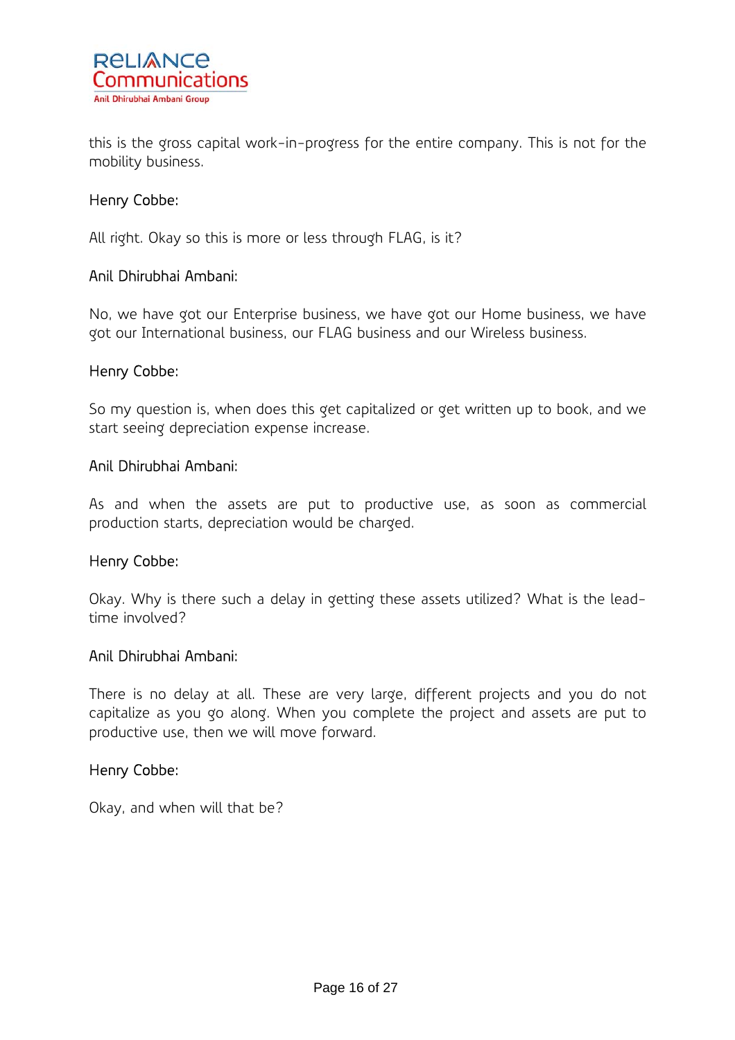this is the gross capital work-in-progress for the entire company. This is not for the mobility business.

Henry Cobbe:

All right. Okay so this is more or less through FLAG, is it?

Anil Dhirubhai Ambani:

No, we have got our Enterprise business, we have got our Home business, we have got our International business, our FLAG business and our Wireless business.

Henry Cobbe:

So my question is, when does this get capitalized or get written up to book, and we start seeing depreciation expense increase.

Anil Dhirubhai Ambani:

As and when the assets are put to productive use, as soon as commercial production starts, depreciation would be charged.

Henry Cobbe:

Okay. Why is there such a delay in getting these assets utilized? What is the lead-time involved?

Anil Dhirubhai Ambani:

There is no delay at all. These are very large, different projects and you do not capitalize as you go along. When you complete the project and assets are put to productive use, then we will move forward.

Henry Cobbe:

Okay, and when will that be?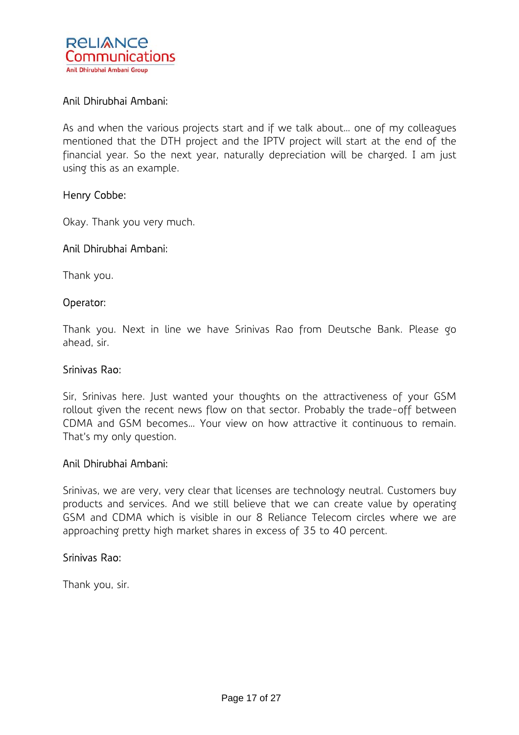Anil Dhirubhai Ambani:

As and when the various projects start and if we talk about… one of my colleagues mentioned that the DTH project and the IPTV project will start at the end of the financial year. So the next year, naturally depreciation will be charged. I am just using this as an example.

Henry Cobbe:

Okay. Thank you very much.

Anil Dhirubhai Ambani:

Thank you.

Operator:

Thank you. Next in line we have Srinivas Rao from Deutsche Bank. Please go ahead, sir.

Srinivas Rao:

Sir, Srinivas here. Just wanted your thoughts on the attractiveness of your GSM rollout given the recent news flow on that sector. Probably the trade-off between CDMA and GSM becomes… Your view on how attractive it continuous to remain. That's my only question.

Anil Dhirubhai Ambani:

Srinivas, we are very, very clear that licenses are technology neutral. Customers buy products and services. And we still believe that we can create value by operating GSM and CDMA which is visible in our 8 Reliance Telecom circles where we are approaching pretty high market shares in excess of 35 to 40 percent.

Srinivas Rao:

Thank you, sir.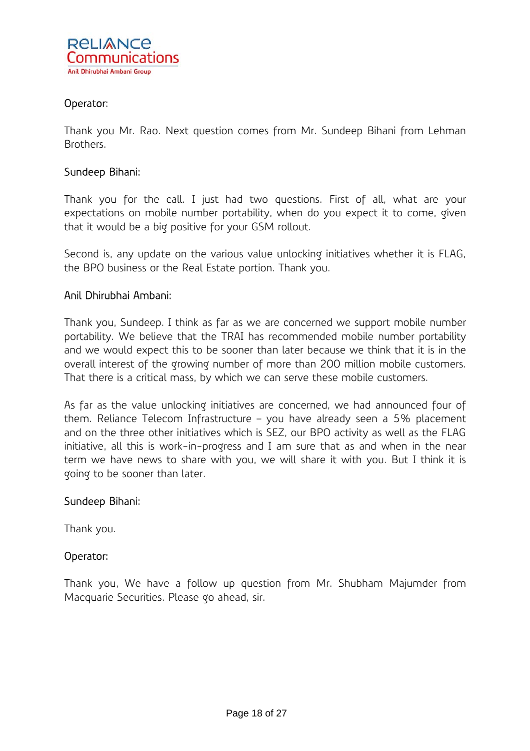Operator:

Thank you Mr. Rao. Next question comes from Mr. Sundeep Bihani from Lehman Brothers.

Sundeep Bihani:

Thank you for the call. I just had two questions. First of all, what are your expectations on mobile number portability, when do you expect it to come, given that it would be a big positive for your GSM rollout.

Second is, any update on the various value unlocking initiatives whether it is FLAG, the BPO business or the Real Estate portion. Thank you.

Anil Dhirubhai Ambani:

Thank you, Sundeep. I think as far as we are concerned we support mobile number portability. We believe that the TRAI has recommended mobile number portability and we would expect this to be sooner than later because we think that it is in the overall interest of the growing number of more than 200 million mobile customers. That there is a critical mass, by which we can serve these mobile customers.

As far as the value unlocking initiatives are concerned, we had announced four of them. Reliance Telecom Infrastructure – you have already seen a 5% placement and on the three other initiatives which is SEZ, our BPO activity as well as the FLAG initiative, all this is work-in-progress and I am sure that as and when in the near term we have news to share with you, we will share it with you. But I think it is going to be sooner than later.

Sundeep Bihani:

Thank you.

Operator:

Thank you, We have a follow up question from Mr. Shubham Majumder from Macquarie Securities. Please go ahead, sir.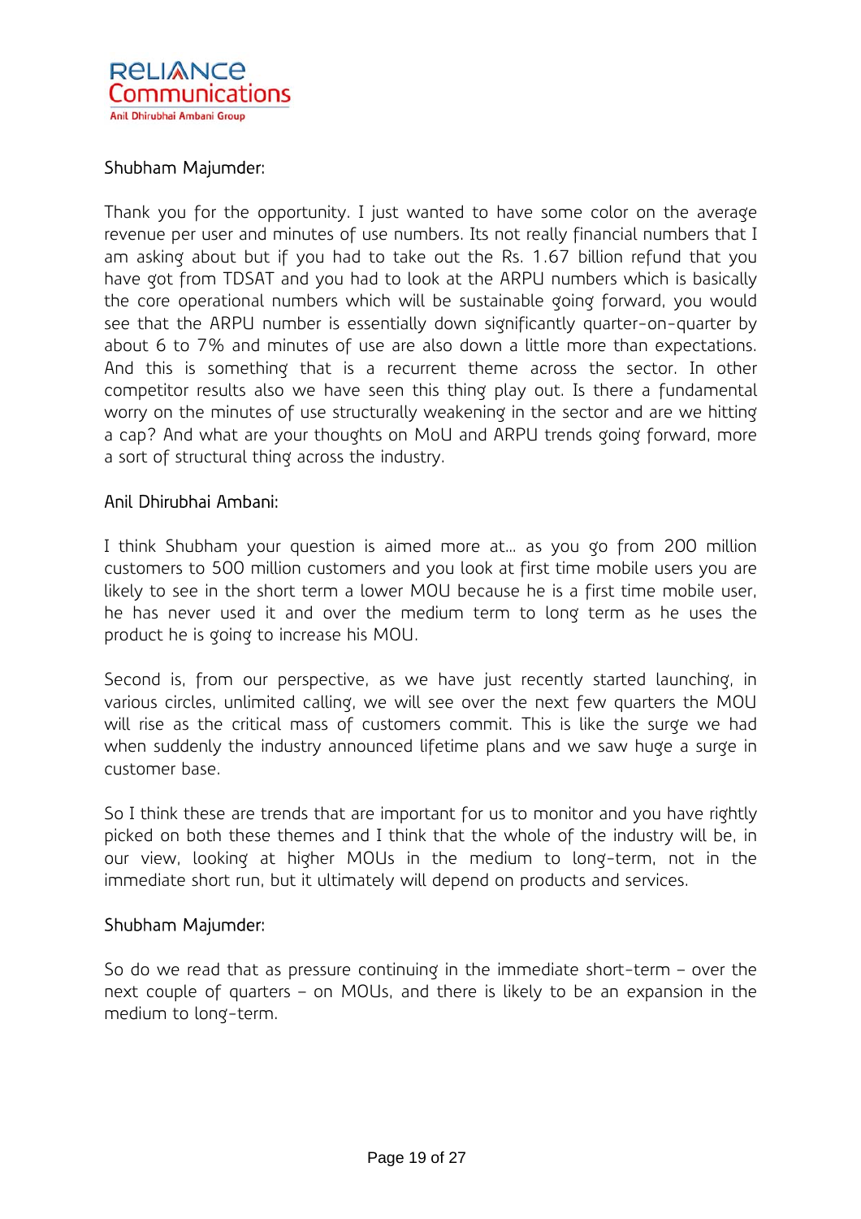Shubham Majumder:

Thank you for the opportunity. I just wanted to have some color on the average revenue per user and minutes of use numbers. Its not really financial numbers that I am asking about but if you had to take out the Rs. 1.67 billion refund that you have got from TDSAT and you had to look at the ARPU numbers which is basically the core operational numbers which will be sustainable going forward, you would see that the ARPU number is essentially down significantly quarter-on-quarter by about 6 to 7% and minutes of use are also down a little more than expectations. And this is something that is a recurrent theme across the sector. In other competitor results also we have seen this thing play out. Is there a fundamental worry on the minutes of use structurally weakening in the sector and are we hitting a cap? And what are your thoughts on MoU and ARPU trends going forward, more a sort of structural thing across the industry.

Anil Dhirubhai Ambani:

I think Shubham your question is aimed more at… as you go from 200 million customers to 500 million customers and you look at first time mobile users you are likely to see in the short term a lower MOU because he is a first time mobile user, he has never used it and over the medium term to long term as he uses the product he is going to increase his MOU.

Second is, from our perspective, as we have just recently started launching, in various circles, unlimited calling, we will see over the next few quarters the MOU will rise as the critical mass of customers commit. This is like the surge we had when suddenly the industry announced lifetime plans and we saw huge a surge in customer base.

So I think these are trends that are important for us to monitor and you have rightly picked on both these themes and I think that the whole of the industry will be, in our view, looking at higher MOUs in the medium to long-term, not in the immediate short run, but it ultimately will depend on products and services.

Shubham Majumder:

So do we read that as pressure continuing in the immediate short-term – over the next couple of quarters – on MOUs, and there is likely to be an expansion in the medium to long-term.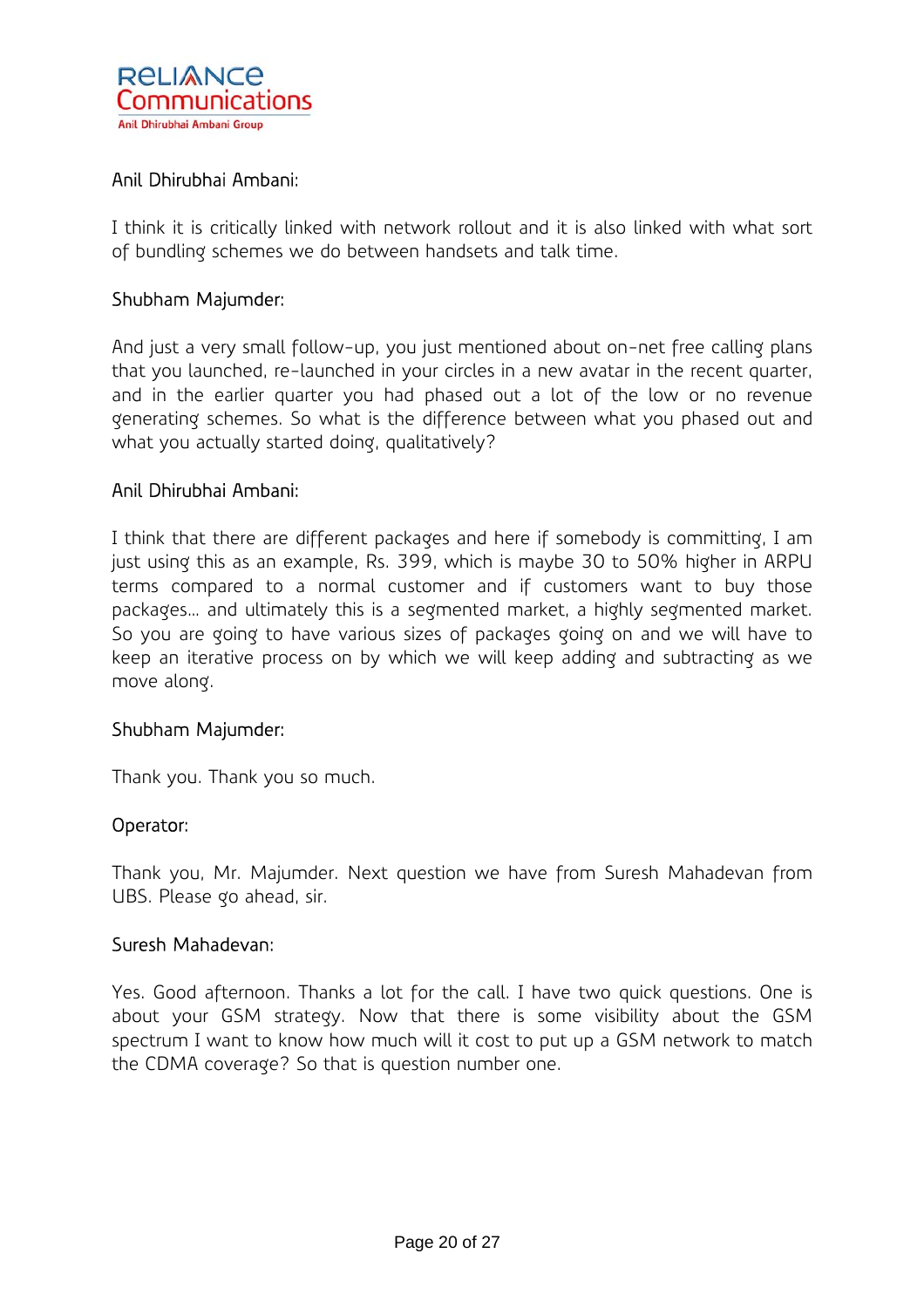Anil Dhirubhai Ambani:

I think it is critically linked with network rollout and it is also linked with what sort of bundling schemes we do between handsets and talk time.

Shubham Majumder:

And just a very small follow-up, you just mentioned about on-net free calling plans that you launched, re-launched in your circles in a new avatar in the recent quarter, and in the earlier quarter you had phased out a lot of the low or no revenue generating schemes. So what is the difference between what you phased out and what you actually started doing, qualitatively?

Anil Dhirubhai Ambani:

I think that there are different packages and here if somebody is committing, I am just using this as an example, Rs. 399, which is maybe 30 to 50% higher in ARPU terms compared to a normal customer and if customers want to buy those packages... and ultimately this is a segmented market, a highly segmented market. So you are going to have various sizes of packages going on and we will have to keep an iterative process on by which we will keep adding and subtracting as we move along.

Shubham Majumder:

Thank you. Thank you so much.

Operator:

Thank you, Mr. Majumder. Next question we have from Suresh Mahadevan from UBS. Please go ahead, sir.

Suresh Mahadevan:

Yes. Good afternoon. Thanks a lot for the call. I have two quick questions. One is about your GSM strategy. Now that there is some visibility about the GSM spectrum I want to know how much will it cost to put up a GSM network to match the CDMA coverage? So that is question number one.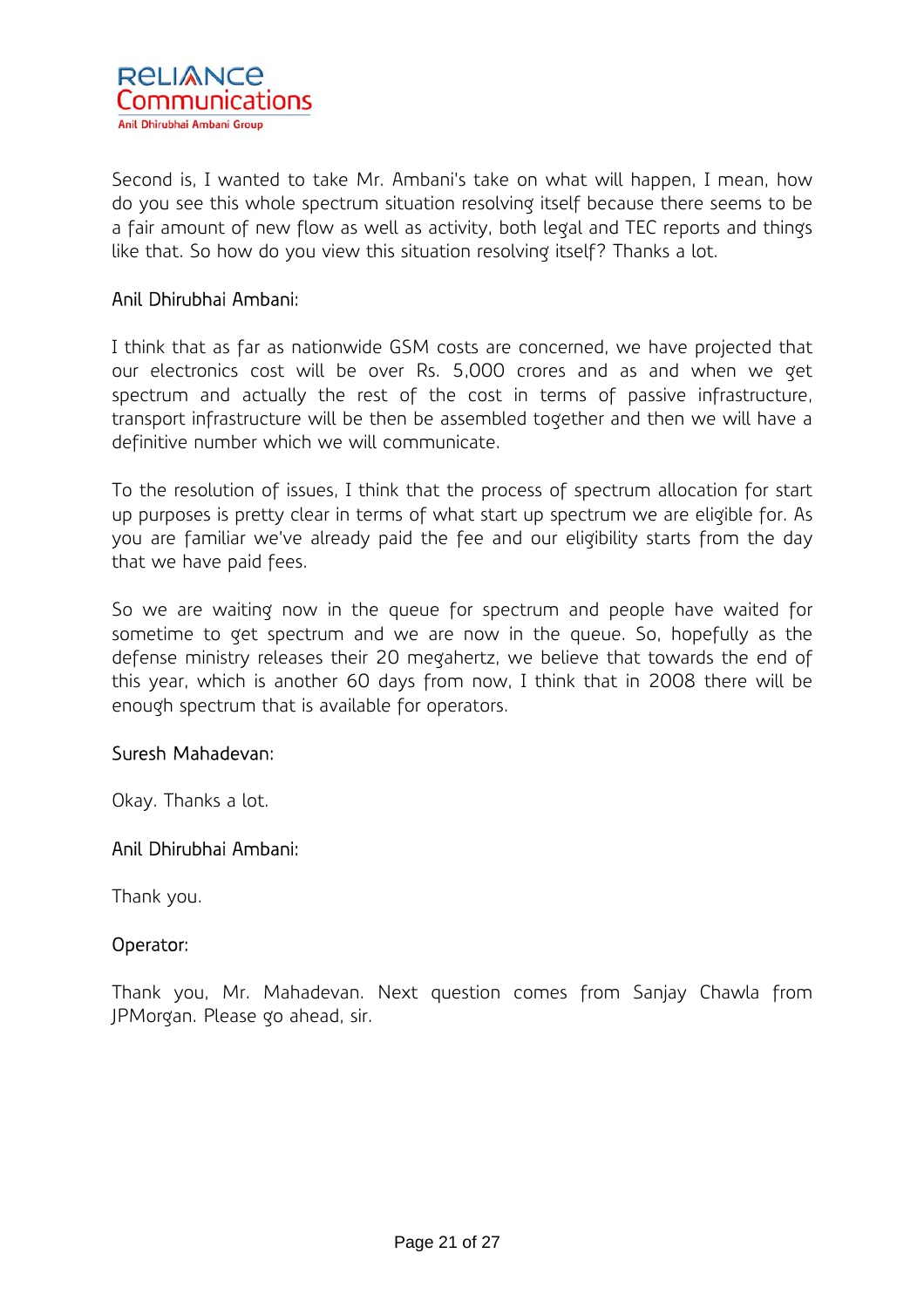Second is, I wanted to take Mr. Ambani's take on what will happen, I mean, how do you see this whole spectrum situation resolving itself because there seems to be a fair amount of new flow as well as activity, both legal and TEC reports and things like that. So how do you view this situation resolving itself? Thanks a lot.

Anil Dhirubhai Ambani:

I think that as far as nationwide GSM costs are concerned, we have projected that our electronics cost will be over Rs. 5,000 crores and as and when we get spectrum and actually the rest of the cost in terms of passive infrastructure, transport infrastructure will be then be assembled together and then we will have a definitive number which we will communicate.

To the resolution of issues, I think that the process of spectrum allocation for start up purposes is pretty clear in terms of what start up spectrum we are eligible for. As you are familiar we've already paid the fee and our eligibility starts from the day that we have paid fees.

So we are waiting now in the queue for spectrum and people have waited for sometime to get spectrum and we are now in the queue. So, hopefully as the defense ministry releases their 20 megahertz, we believe that towards the end of this year, which is another 60 days from now, I think that in 2008 there will be enough spectrum that is available for operators.

Suresh Mahadevan:

Okay. Thanks a lot.

Anil Dhirubhai Ambani:

Thank you.

Operator:

Thank you, Mr. Mahadevan. Next question comes from Sanjay Chawla from JPMorgan. Please go ahead, sir.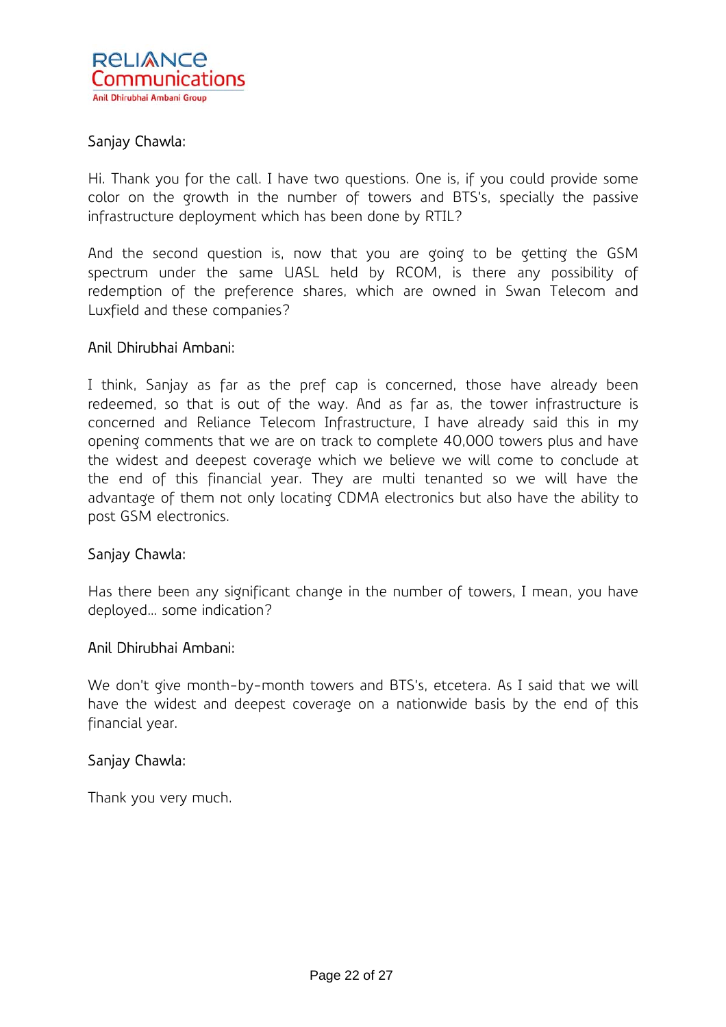Sanjay Chawla:

Hi. Thank you for the call. I have two questions. One is, if you could provide some color on the growth in the number of towers and BTS's, specially the passive infrastructure deployment which has been done by RTIL?

And the second question is, now that you are going to be getting the GSM spectrum under the same UASL held by RCOM, is there any possibility of redemption of the preference shares, which are owned in Swan Telecom and Luxfield and these companies?

Anil Dhirubhai Ambani:

I think, Sanjay as far as the pref cap is concerned, those have already been redeemed, so that is out of the way. And as far as, the tower infrastructure is concerned and Reliance Telecom Infrastructure, I have already said this in my opening comments that we are on track to complete 40,000 towers plus and have the widest and deepest coverage which we believe we will come to conclude at the end of this financial year. They are multi tenanted so we will have the advantage of them not only locating CDMA electronics but also have the ability to post GSM electronics.

Sanjay Chawla:

Has there been any significant change in the number of towers, I mean, you have deployed... some indication?

Anil Dhirubhai Ambani:

We don't give month-by-month towers and BTS's, etcetera. As I said that we will have the widest and deepest coverage on a nationwide basis by the end of this financial year.

Sanjay Chawla:

Thank you very much.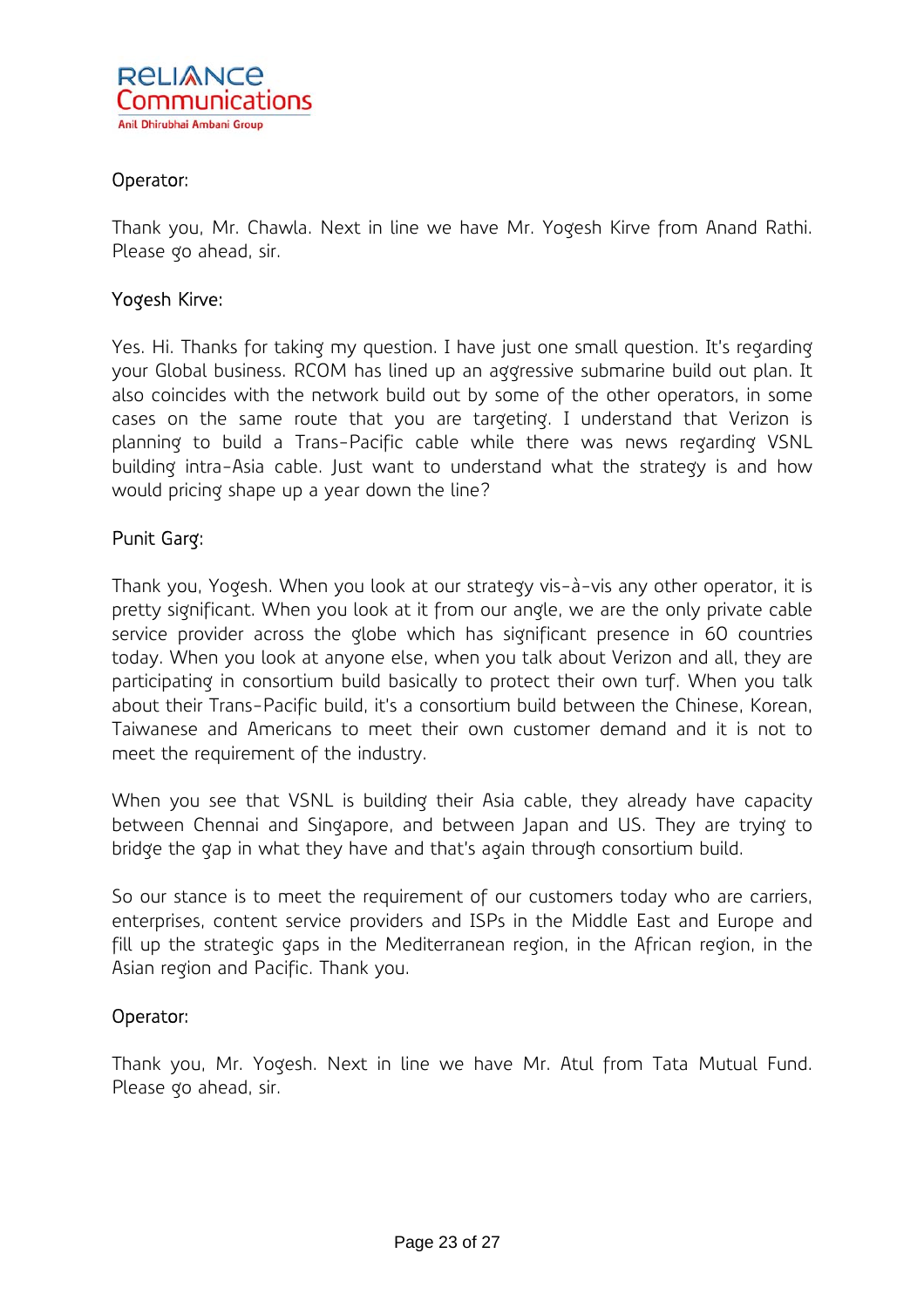Operator:

Thank you, Mr. Chawla. Next in line we have Mr. Yogesh Kirve from Anand Rathi. Please go ahead, sir.

Yogesh Kirve:

Yes. Hi. Thanks for taking my question. I have just one small question. It's regarding your Global business. RCOM has lined up an aggressive submarine build out plan. It also coincides with the network build out by some of the other operators, in some cases on the same route that you are targeting. I understand that Verizon is planning to build a Trans-Pacific cable while there was news regarding VSNL building intra-Asia cable. Just want to understand what the strategy is and how would pricing shape up a year down the line?

Punit Garg:

Thank you, Yogesh. When you look at our strategy vis-à-vis any other operator, it is pretty significant. When you look at it from our angle, we are the only private cable service provider across the globe which has significant presence in 60 countries today. When you look at anyone else, when you talk about Verizon and all, they are participating in consortium build basically to protect their own turf. When you talk about their Trans-Pacific build, it's a consortium build between the Chinese, Korean, Taiwanese and Americans to meet their own customer demand and it is not to meet the requirement of the industry.

When you see that VSNL is building their Asia cable, they already have capacity between Chennai and Singapore, and between Japan and US. They are trying to bridge the gap in what they have and that's again through consortium build.

So our stance is to meet the requirement of our customers today who are carriers, enterprises, content service providers and ISPs in the Middle East and Europe and fill up the strategic gaps in the Mediterranean region, in the African region, in the Asian region and Pacific. Thank you.

Operator:

Thank you, Mr. Yogesh. Next in line we have Mr. Atul from Tata Mutual Fund. Please go ahead, sir.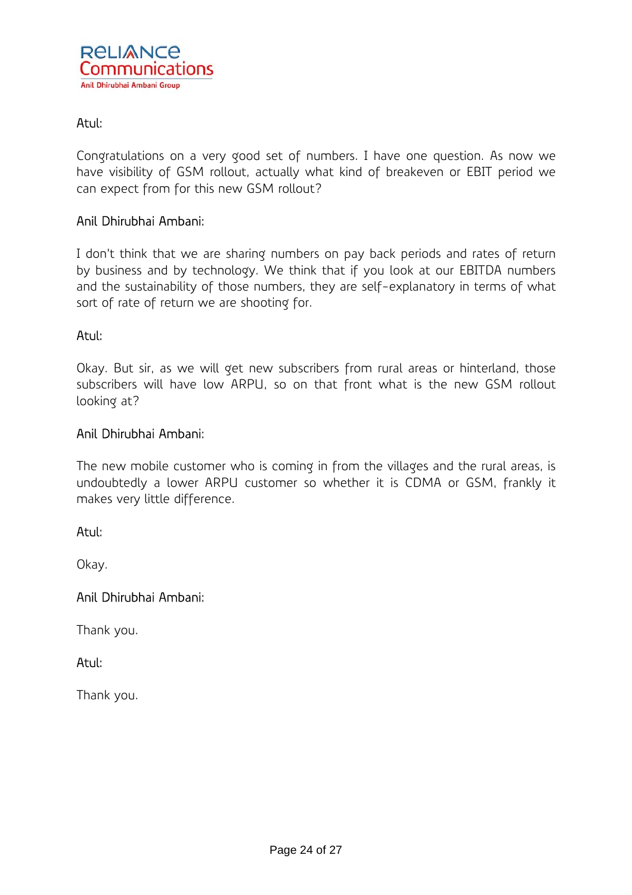Atul:

Congratulations on a very good set of numbers. I have one question. As now we have visibility of GSM rollout, actually what kind of breakeven or EBIT period we can expect from for this new GSM rollout?

Anil Dhirubhai Ambani:

I don't think that we are sharing numbers on pay back periods and rates of return by business and by technology. We think that if you look at our EBITDA numbers and the sustainability of those numbers, they are self-explanatory in terms of what sort of rate of return we are shooting for.

Atul:

Okay. But sir, as we will get new subscribers from rural areas or hinterland, those subscribers will have low ARPU, so on that front what is the new GSM rollout looking at?

Anil Dhirubhai Ambani:

The new mobile customer who is coming in from the villages and the rural areas, is undoubtedly a lower ARPU customer so whether it is CDMA or GSM, frankly it makes very little difference.

Atul:

Okay.

Anil Dhirubhai Ambani:

Thank you.

Atul:

Thank you.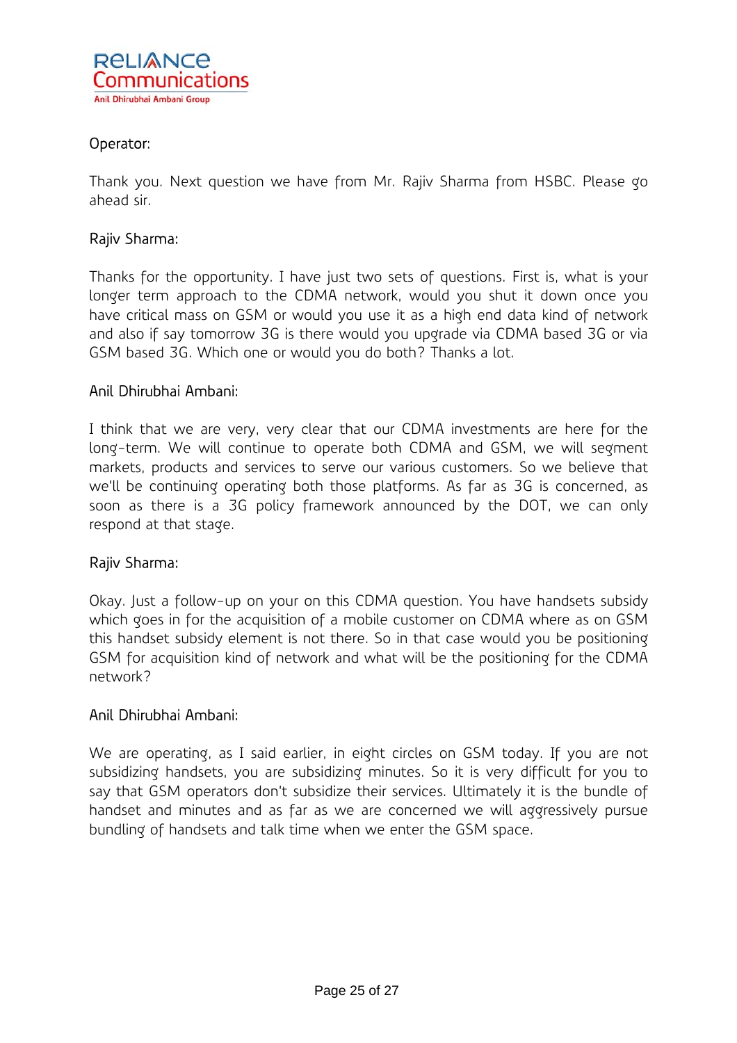Operator:

Thank you. Next question we have from Mr. Rajiv Sharma from HSBC. Please go ahead sir.

Rajiv Sharma:

Thanks for the opportunity. I have just two sets of questions. First is, what is your longer term approach to the CDMA network, would you shut it down once you have critical mass on GSM or would you use it as a high end data kind of network and also if say tomorrow 3G is there would you upgrade via CDMA based 3G or via GSM based 3G. Which one or would you do both? Thanks a lot.

Anil Dhirubhai Ambani:

I think that we are very, very clear that our CDMA investments are here for the long-term. We will continue to operate both CDMA and GSM, we will segment markets, products and services to serve our various customers. So we believe that we'll be continuing operating both those platforms. As far as 3G is concerned, as soon as there is a 3G policy framework announced by the DOT, we can only respond at that stage.

Rajiv Sharma:

Okay. Just a follow-up on your on this CDMA question. You have handsets subsidy which goes in for the acquisition of a mobile customer on CDMA where as on GSM this handset subsidy element is not there. So in that case would you be positioning GSM for acquisition kind of network and what will be the positioning for the CDMA network?

Anil Dhirubhai Ambani:

We are operating, as I said earlier, in eight circles on GSM today. If you are not subsidizing handsets, you are subsidizing minutes. So it is very difficult for you to say that GSM operators don't subsidize their services. Ultimately it is the bundle of handset and minutes and as far as we are concerned we will aggressively pursue bundling of handsets and talk time when we enter the GSM space.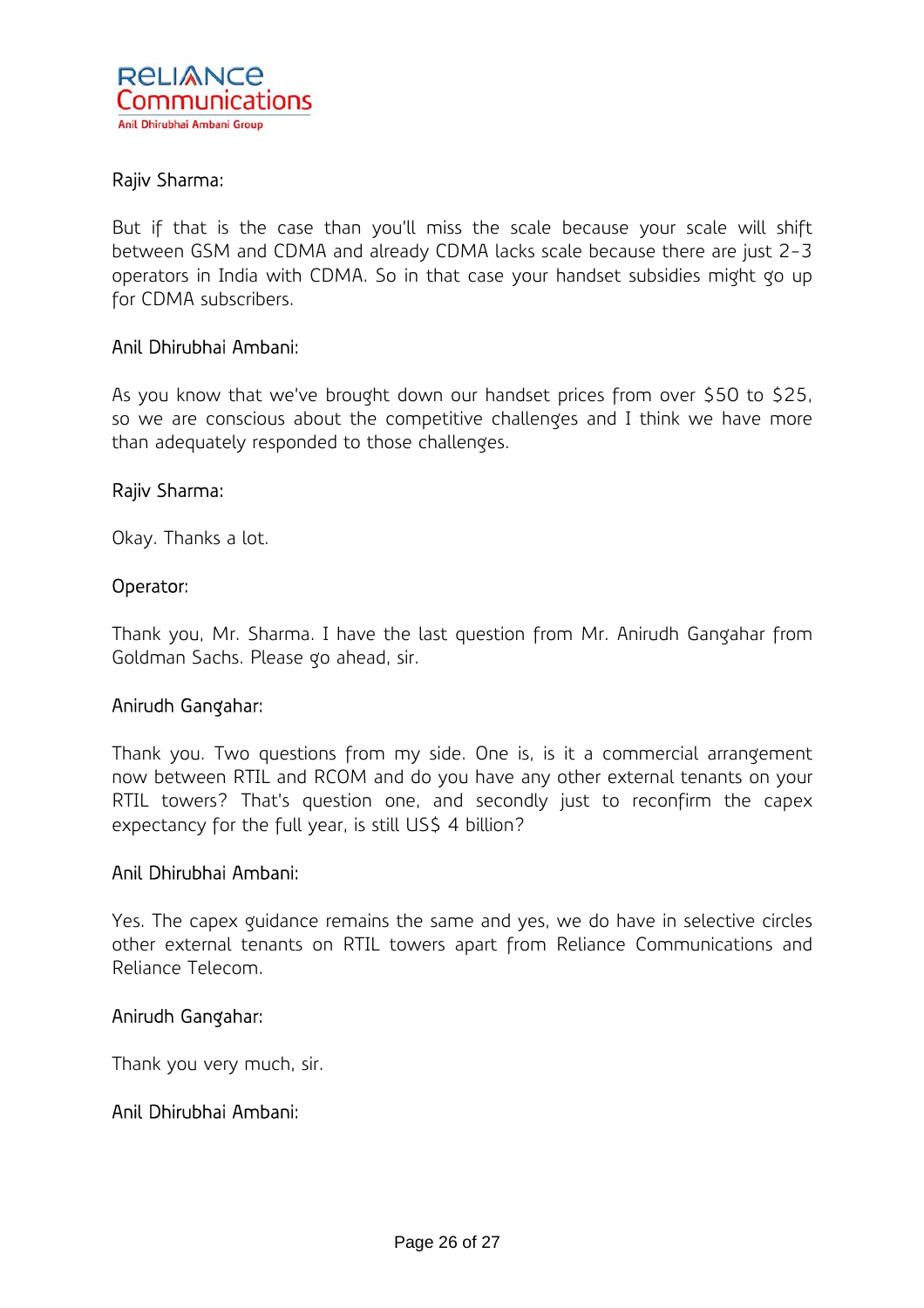Rajiv Sharma:

But if that is the case than you'll miss the scale because your scale will shift between GSM and CDMA and already CDMA lacks scale because there are just 2-3 operators in India with CDMA. So in that case your handset subsidies might go up for CDMA subscribers.

Anil Dhirubhai Ambani:

As you know that we've brought down our handset prices from over $50 to $25, so we are conscious about the competitive challenges and I think we have more than adequately responded to those challenges.

Rajiv Sharma:

Okay. Thanks a lot.

Operator:

Thank you, Mr. Sharma. I have the last question from Mr. Anirudh Gangahar from Goldman Sachs. Please go ahead, sir.

Anirudh Gangahar:

Thank you. Two questions from my side. One is, is it a commercial arrangement now between RTIL and RCOM and do you have any other external tenants on your RTIL towers? That's question one, and secondly just to reconfirm the capex expectancy for the full year, is still US$ 4 billion?

Anil Dhirubhai Ambani:

Yes. The capex guidance remains the same and yes, we do have in selective circles other external tenants on RTIL towers apart from Reliance Communications and Reliance Telecom.

Anirudh Gangahar:

Thank you very much, sir.

Anil Dhirubhai Ambani: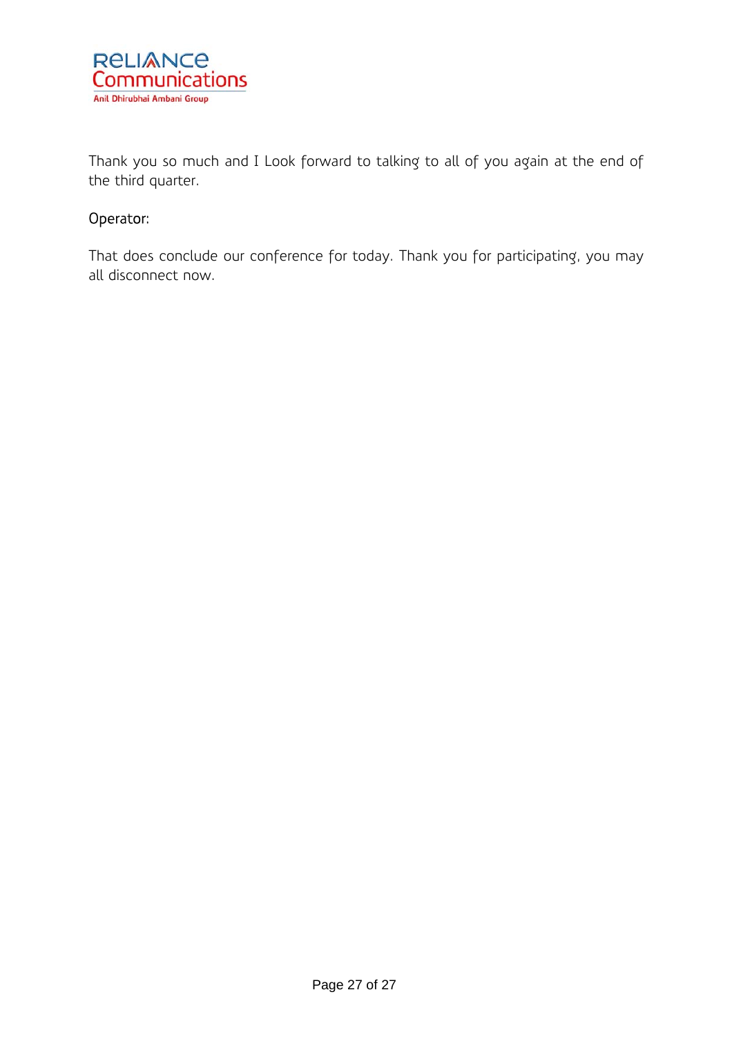Thank you so much and I Look forward to talking to all of you again at the end of the third quarter.

Operator:

That does conclude our conference for today. Thank you for participating, you may all disconnect now.